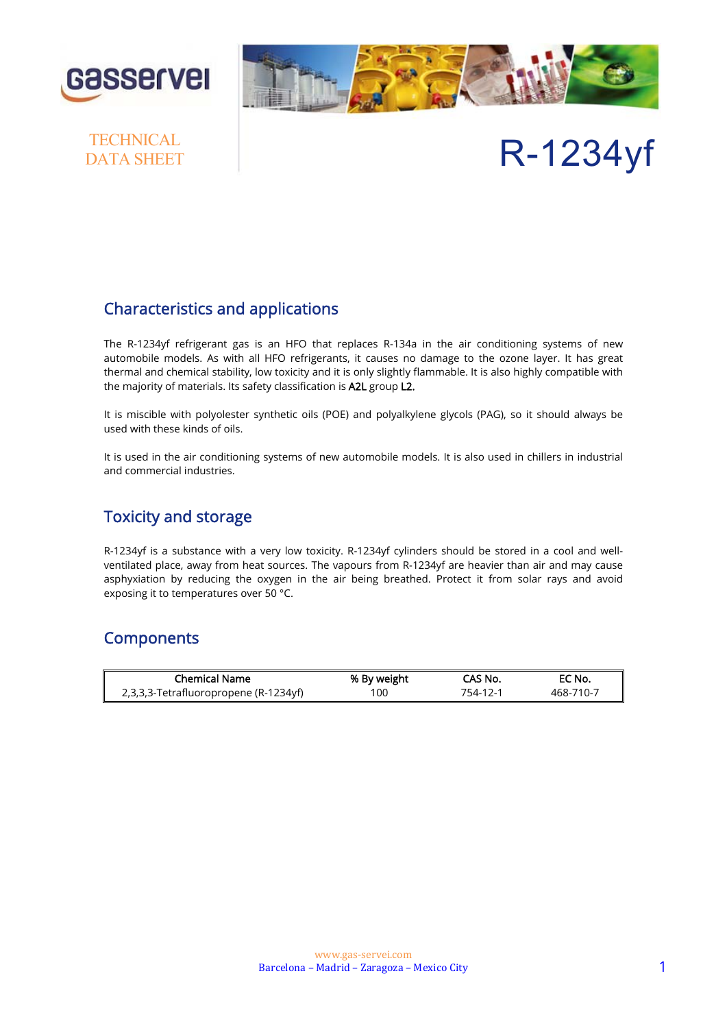gasservei

TECHNICAL DATA SHEET

# R-1234yf

## Characteristics and applications

The R-1234yf refrigerant gas is an HFO that replaces R-134a in the air conditioning systems of new automobile models. As with all HFO refrigerants, it causes no damage to the ozone layer. It has great thermal and chemical stability, low toxicity and it is only slightly flammable. It is also highly compatible with the majority of materials. Its safety classification is A2L group L2.

It is miscible with polyolester synthetic oils (POE) and polyalkylene glycols (PAG), so it should always be used with these kinds of oils.

It is used in the air conditioning systems of new automobile models. It is also used in chillers in industrial and commercial industries.

## Toxicity and storage

R-1234yf is a substance with a very low toxicity. R-1234yf cylinders should be stored in a cool and well-ventilated place, away from heat sources. The vapours from R-1234yf are heavier than air and may cause asphyxiation by reducing the oxygen in the air being breathed. Protect it from solar rays and avoid exposing it to temperatures over 50 °C.

## Components

| Chemical Name | % By weight | CAS No. | EC No. |
|---|---|---|---|
| 2,3,3,3-Tetrafluoropropene (R-1234yf) | 100 | 754-12-1 | 468-710-7 |

www.gas-servei.com
Barcelona – Madrid – Zaragoza – Mexico City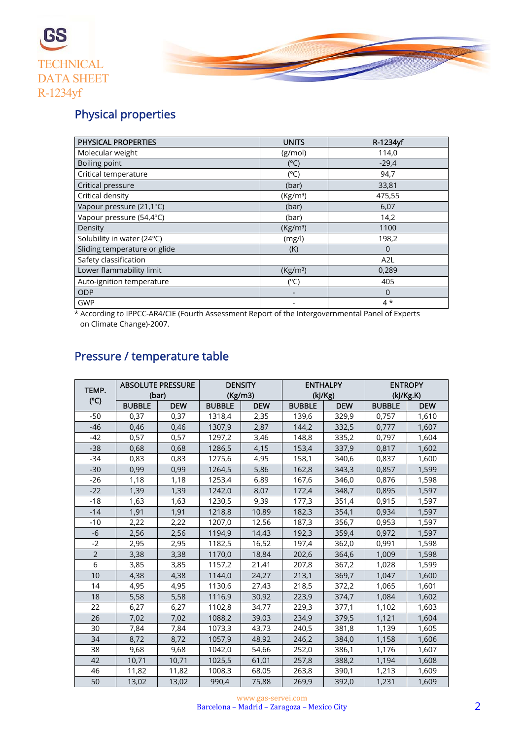GS

TECHNICAL DATA SHEET R-1234yf

## Physical properties

| PHYSICAL PROPERTIES | UNITS | R-1234yf |
|---|---|---|
| Molecular weight | (g/mol) | 114,0 |
| Boiling point | (ºC) | -29,4 |
| Critical temperature | (ºC) | 94,7 |
| Critical pressure | (bar) | 33,81 |
| Critical density | (Kg/m³) | 475,55 |
| Vapour pressure (21,1ºC) | (bar) | 6,07 |
| Vapour pressure (54,4ºC) | (bar) | 14,2 |
| Density | (Kg/m³) | 1100 |
| Solubility in water (24ºC) | (mg/l) | 198,2 |
| Sliding temperature or glide | (K) | 0 |
| Safety classification | | A2L |
| Lower flammability limit | (Kg/m³) | 0,289 |
| Auto-ignition temperature | (ºC) | 405 |
| ODP | - | 0 |
| GWP | - | 4 * |

* According to IPPCC-AR4/CIE (Fourth Assessment Report of the Intergovernmental Panel of Experts on Climate Change)-2007.

## Pressure / temperature table

| TEMP. (ºC) | ABSOLUTE PRESSURE (bar) | | DENSITY (Kg/m3) | | ENTHALPY (kJ/Kg) | | ENTROPY (kJ/Kg.K) | |
|---|---|---|---|---|---|---|---|---|
| | BUBBLE | DEW | BUBBLE | DEW | BUBBLE | DEW | BUBBLE | DEW |
| -50 | 0,37 | 0,37 | 1318,4 | 2,35 | 139,6 | 329,9 | 0,757 | 1,610 |
| -46 | 0,46 | 0,46 | 1307,9 | 2,87 | 144,2 | 332,5 | 0,777 | 1,607 |
| -42 | 0,57 | 0,57 | 1297,2 | 3,46 | 148,8 | 335,2 | 0,797 | 1,604 |
| -38 | 0,68 | 0,68 | 1286,5 | 4,15 | 153,4 | 337,9 | 0,817 | 1,602 |
| -34 | 0,83 | 0,83 | 1275,6 | 4,95 | 158,1 | 340,6 | 0,837 | 1,600 |
| -30 | 0,99 | 0,99 | 1264,5 | 5,86 | 162,8 | 343,3 | 0,857 | 1,599 |
| -26 | 1,18 | 1,18 | 1253,4 | 6,89 | 167,6 | 346,0 | 0,876 | 1,598 |
| -22 | 1,39 | 1,39 | 1242,0 | 8,07 | 172,4 | 348,7 | 0,895 | 1,597 |
| -18 | 1,63 | 1,63 | 1230,5 | 9,39 | 177,3 | 351,4 | 0,915 | 1,597 |
| -14 | 1,91 | 1,91 | 1218,8 | 10,89 | 182,3 | 354,1 | 0,934 | 1,597 |
| -10 | 2,22 | 2,22 | 1207,0 | 12,56 | 187,3 | 356,7 | 0,953 | 1,597 |
| -6 | 2,56 | 2,56 | 1194,9 | 14,43 | 192,3 | 359,4 | 0,972 | 1,597 |
| -2 | 2,95 | 2,95 | 1182,5 | 16,52 | 197,4 | 362,0 | 0,991 | 1,598 |
| 2 | 3,38 | 3,38 | 1170,0 | 18,84 | 202,6 | 364,6 | 1,009 | 1,598 |
| 6 | 3,85 | 3,85 | 1157,2 | 21,41 | 207,8 | 367,2 | 1,028 | 1,599 |
| 10 | 4,38 | 4,38 | 1144,0 | 24,27 | 213,1 | 369,7 | 1,047 | 1,600 |
| 14 | 4,95 | 4,95 | 1130,6 | 27,43 | 218,5 | 372,2 | 1,065 | 1,601 |
| 18 | 5,58 | 5,58 | 1116,9 | 30,92 | 223,9 | 374,7 | 1,084 | 1,602 |
| 22 | 6,27 | 6,27 | 1102,8 | 34,77 | 229,3 | 377,1 | 1,102 | 1,603 |
| 26 | 7,02 | 7,02 | 1088,2 | 39,03 | 234,9 | 379,5 | 1,121 | 1,604 |
| 30 | 7,84 | 7,84 | 1073,3 | 43,73 | 240,5 | 381,8 | 1,139 | 1,605 |
| 34 | 8,72 | 8,72 | 1057,9 | 48,92 | 246,2 | 384,0 | 1,158 | 1,606 |
| 38 | 9,68 | 9,68 | 1042,0 | 54,66 | 252,0 | 386,1 | 1,176 | 1,607 |
| 42 | 10,71 | 10,71 | 1025,5 | 61,01 | 257,8 | 388,2 | 1,194 | 1,608 |
| 46 | 11,82 | 11,82 | 1008,3 | 68,05 | 263,8 | 390,1 | 1,213 | 1,609 |
| 50 | 13,02 | 13,02 | 990,4 | 75,88 | 269,9 | 392,0 | 1,231 | 1,609 |

www.gas-servei.com
Barcelona – Madrid – Zaragoza – Mexico City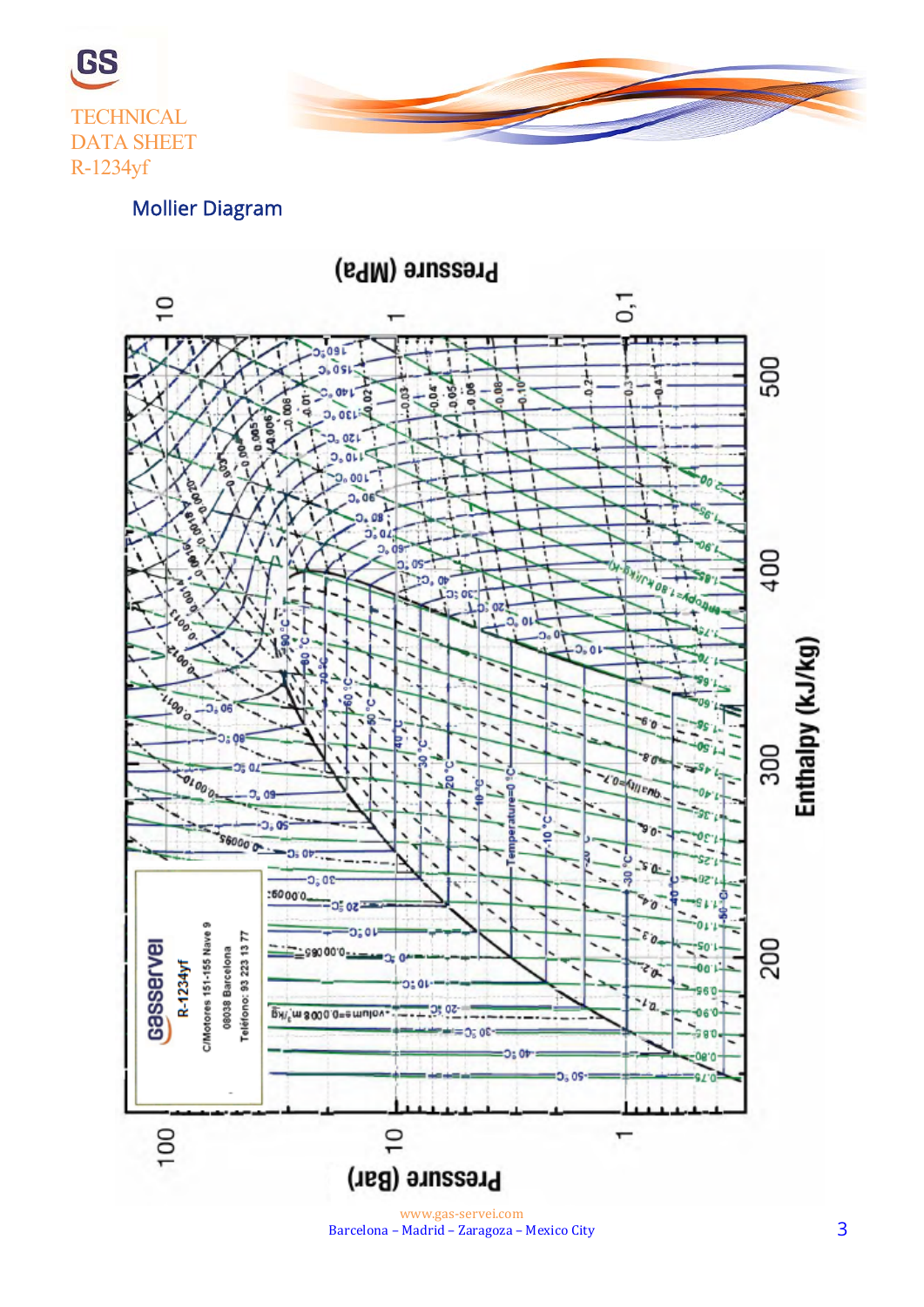GS

TECHNICAL DATA SHEET R-1234yf

## Mollier Diagram

Pressure (MPa)

10

1

0,1

Pressure (Bar)

100

10

1

Enthalpy (kJ/kg)

200

300

400

500

Gasservei

R-1234yf

C/Motores 151-155 Nave 9

08038 Barcelona

Teléfono: 93 223 13 77

www.gas-servei.com

Barcelona – Madrid – Zaragoza – Mexico City